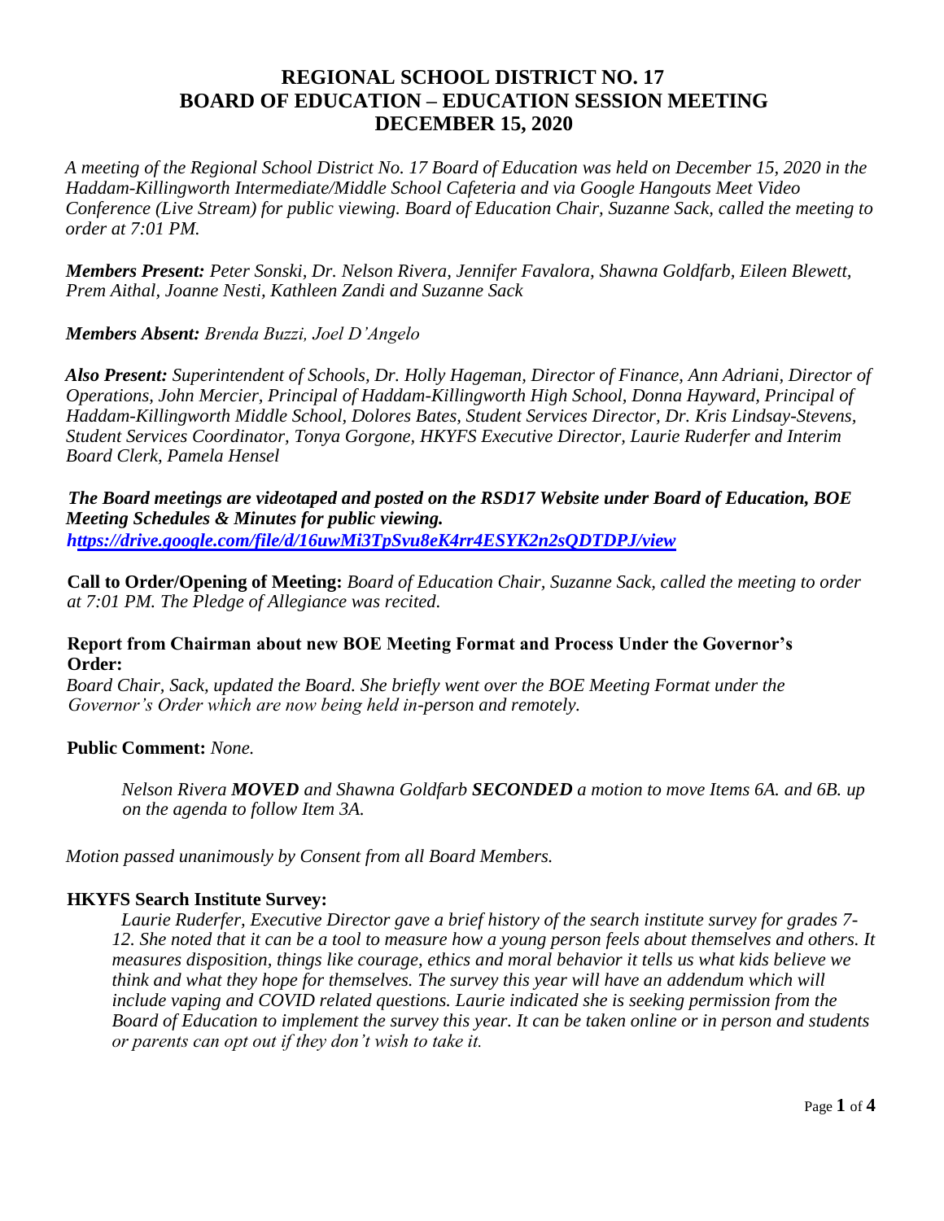# REGIONAL SCHOOL DISTRICT NO. 17
# BOARD OF EDUCATION – EDUCATION SESSION MEETING
# DECEMBER 15, 2020

*A meeting of the Regional School District No. 17 Board of Education was held on December 15, 2020 in the Haddam-Killingworth Intermediate/Middle School Cafeteria and via Google Hangouts Meet Video Conference (Live Stream) for public viewing. Board of Education Chair, Suzanne Sack, called the meeting to order at 7:01 PM.*

***Members Present:** Peter Sonski, Dr. Nelson Rivera, Jennifer Favalora, Shawna Goldfarb, Eileen Blewett, Prem Aithal, Joanne Nesti, Kathleen Zandi and Suzanne Sack*

***Members Absent:** Brenda Buzzi, Joel D'Angelo*

***Also Present:** Superintendent of Schools, Dr. Holly Hageman, Director of Finance, Ann Adriani, Director of Operations, John Mercier, Principal of Haddam-Killingworth High School, Donna Hayward, Principal of Haddam-Killingworth Middle School, Dolores Bates, Student Services Director, Dr. Kris Lindsay-Stevens, Student Services Coordinator, Tonya Gorgone, HKYFS Executive Director, Laurie Ruderfer and Interim Board Clerk, Pamela Hensel*

***The Board meetings are videotaped and posted on the RSD17 Website under Board of Education, BOE Meeting Schedules & Minutes for public viewing.***
***https://drive.google.com/file/d/16uwMi3TpSvu8eK4rr4ESYK2n2sQDTDPJ/view***

**Call to Order/Opening of Meeting:** *Board of Education Chair, Suzanne Sack, called the meeting to order at 7:01 PM. The Pledge of Allegiance was recited.*

**Report from Chairman about new BOE Meeting Format and Process Under the Governor's Order:**
*Board Chair, Sack, updated the Board. She briefly went over the BOE Meeting Format under the Governor's Order which are now being held in-person and remotely.*

**Public Comment:** *None.*

> *Nelson Rivera **MOVED** and Shawna Goldfarb **SECONDED** a motion to move Items 6A. and 6B. up on the agenda to follow Item 3A.*

*Motion passed unanimously by Consent from all Board Members.*

**HKYFS Search Institute Survey:**

*Laurie Ruderfer, Executive Director gave a brief history of the search institute survey for grades 7-12. She noted that it can be a tool to measure how a young person feels about themselves and others. It measures disposition, things like courage, ethics and moral behavior it tells us what kids believe we think and what they hope for themselves. The survey this year will have an addendum which will include vaping and COVID related questions. Laurie indicated she is seeking permission from the Board of Education to implement the survey this year. It can be taken online or in person and students or parents can opt out if they don't wish to take it.*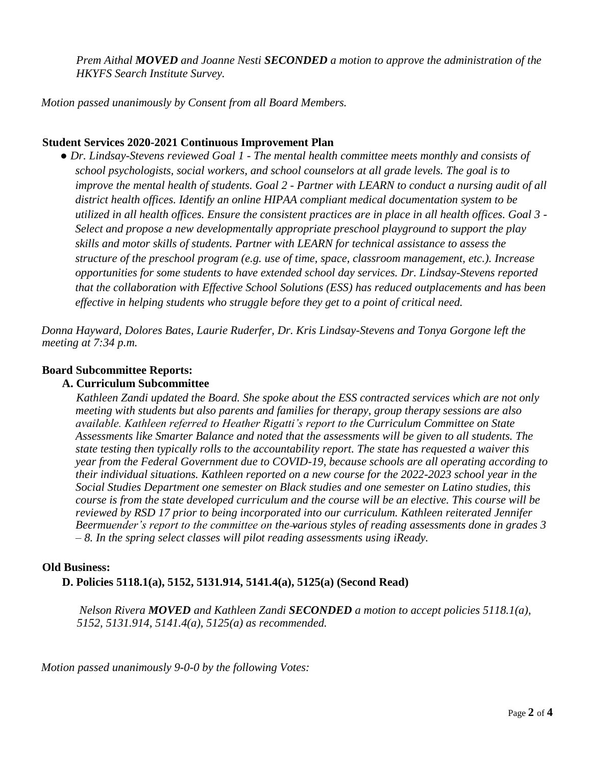*Prem Aithal **MOVED** and Joanne Nesti **SECONDED** a motion to approve the administration of the HKYFS Search Institute Survey.*

*Motion passed unanimously by Consent from all Board Members.*

**Student Services 2020-2021 Continuous Improvement Plan**

- *Dr. Lindsay-Stevens reviewed Goal 1 - The mental health committee meets monthly and consists of school psychologists, social workers, and school counselors at all grade levels. The goal is to improve the mental health of students. Goal 2 - Partner with LEARN to conduct a nursing audit of all district health offices. Identify an online HIPAA compliant medical documentation system to be utilized in all health offices. Ensure the consistent practices are in place in all health offices. Goal 3 - Select and propose a new developmentally appropriate preschool playground to support the play skills and motor skills of students. Partner with LEARN for technical assistance to assess the structure of the preschool program (e.g. use of time, space, classroom management, etc.). Increase opportunities for some students to have extended school day services. Dr. Lindsay-Stevens reported that the collaboration with Effective School Solutions (ESS) has reduced outplacements and has been effective in helping students who struggle before they get to a point of critical need.*

*Donna Hayward, Dolores Bates, Laurie Ruderfer, Dr. Kris Lindsay-Stevens and Tonya Gorgone left the meeting at 7:34 p.m.*

**Board Subcommittee Reports:**

**A. Curriculum Subcommittee**

*Kathleen Zandi updated the Board. She spoke about the ESS contracted services which are not only meeting with students but also parents and families for therapy, group therapy sessions are also available. Kathleen referred to Heather Rigatti's report to the Curriculum Committee on State Assessments like Smarter Balance and noted that the assessments will be given to all students. The state testing then typically rolls to the accountability report. The state has requested a waiver this year from the Federal Government due to COVID-19, because schools are all operating according to their individual situations. Kathleen reported on a new course for the 2022-2023 school year in the Social Studies Department one semester on Black studies and one semester on Latino studies, this course is from the state developed curriculum and the course will be an elective. This course will be reviewed by RSD 17 prior to being incorporated into our curriculum. Kathleen reiterated Jennifer Beermuender's report to the committee on the various styles of reading assessments done in grades 3 – 8. In the spring select classes will pilot reading assessments using iReady.*

**Old Business:**

**D. Policies 5118.1(a), 5152, 5131.914, 5141.4(a), 5125(a) (Second Read)**

*Nelson Rivera **MOVED** and Kathleen Zandi **SECONDED** a motion to accept policies 5118.1(a), 5152, 5131.914, 5141.4(a), 5125(a) as recommended.*

*Motion passed unanimously 9-0-0 by the following Votes:*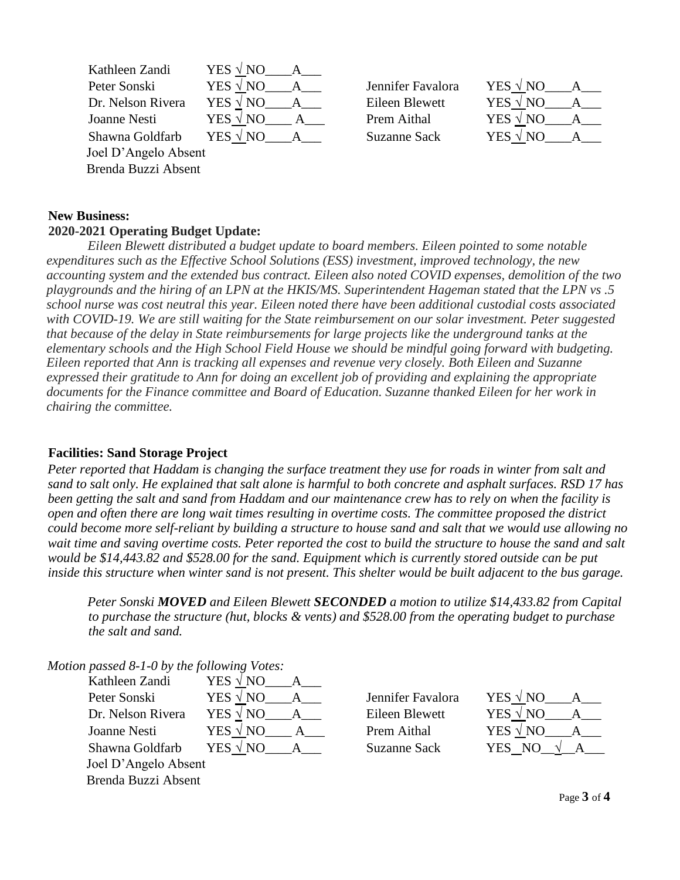| | | | |
|---|---|---|---|
| Kathleen Zandi | YES √ NO____A___ | | |
| Peter Sonski | YES √ NO____A___ | Jennifer Favalora | YES √ NO____A___ |
| Dr. Nelson Rivera | YES √ NO____A___ | Eileen Blewett | YES √ NO____A___ |
| Joanne Nesti | YES √ NO____ A___ | Prem Aithal | YES √ NO____A___ |
| Shawna Goldfarb | YES √ NO____A___ | Suzanne Sack | YES √ NO____A___ |
| Joel D'Angelo Absent | | | |
| Brenda Buzzi Absent | | | |

**New Business:**

**2020-2021 Operating Budget Update:**

*Eileen Blewett distributed a budget update to board members. Eileen pointed to some notable expenditures such as the Effective School Solutions (ESS) investment, improved technology, the new accounting system and the extended bus contract. Eileen also noted COVID expenses, demolition of the two playgrounds and the hiring of an LPN at the HKIS/MS. Superintendent Hageman stated that the LPN vs .5 school nurse was cost neutral this year. Eileen noted there have been additional custodial costs associated with COVID-19. We are still waiting for the State reimbursement on our solar investment. Peter suggested that because of the delay in State reimbursements for large projects like the underground tanks at the elementary schools and the High School Field House we should be mindful going forward with budgeting. Eileen reported that Ann is tracking all expenses and revenue very closely. Both Eileen and Suzanne expressed their gratitude to Ann for doing an excellent job of providing and explaining the appropriate documents for the Finance committee and Board of Education. Suzanne thanked Eileen for her work in chairing the committee.*

**Facilities: Sand Storage Project**

*Peter reported that Haddam is changing the surface treatment they use for roads in winter from salt and sand to salt only. He explained that salt alone is harmful to both concrete and asphalt surfaces. RSD 17 has been getting the salt and sand from Haddam and our maintenance crew has to rely on when the facility is open and often there are long wait times resulting in overtime costs. The committee proposed the district could become more self-reliant by building a structure to house sand and salt that we would use allowing no wait time and saving overtime costs. Peter reported the cost to build the structure to house the sand and salt would be $14,443.82 and $528.00 for the sand. Equipment which is currently stored outside can be put inside this structure when winter sand is not present. This shelter would be built adjacent to the bus garage.*

*Peter Sonski **MOVED** and Eileen Blewett **SECONDED** a motion to utilize $14,433.82 from Capital to purchase the structure (hut, blocks & vents) and $528.00 from the operating budget to purchase the salt and sand.*

*Motion passed 8-1-0 by the following Votes:*

| | | | |
|---|---|---|---|
| Kathleen Zandi | YES √ NO____A___ | | |
| Peter Sonski | YES √ NO____A___ | Jennifer Favalora | YES √ NO____A___ |
| Dr. Nelson Rivera | YES √ NO____A___ | Eileen Blewett | YES √ NO____A___ |
| Joanne Nesti | YES √ NO____ A___ | Prem Aithal | YES √ NO____A___ |
| Shawna Goldfarb | YES √ NO____A___ | Suzanne Sack | YES_ NO__√__A___ |
| Joel D'Angelo Absent | | | |
| Brenda Buzzi Absent | | | |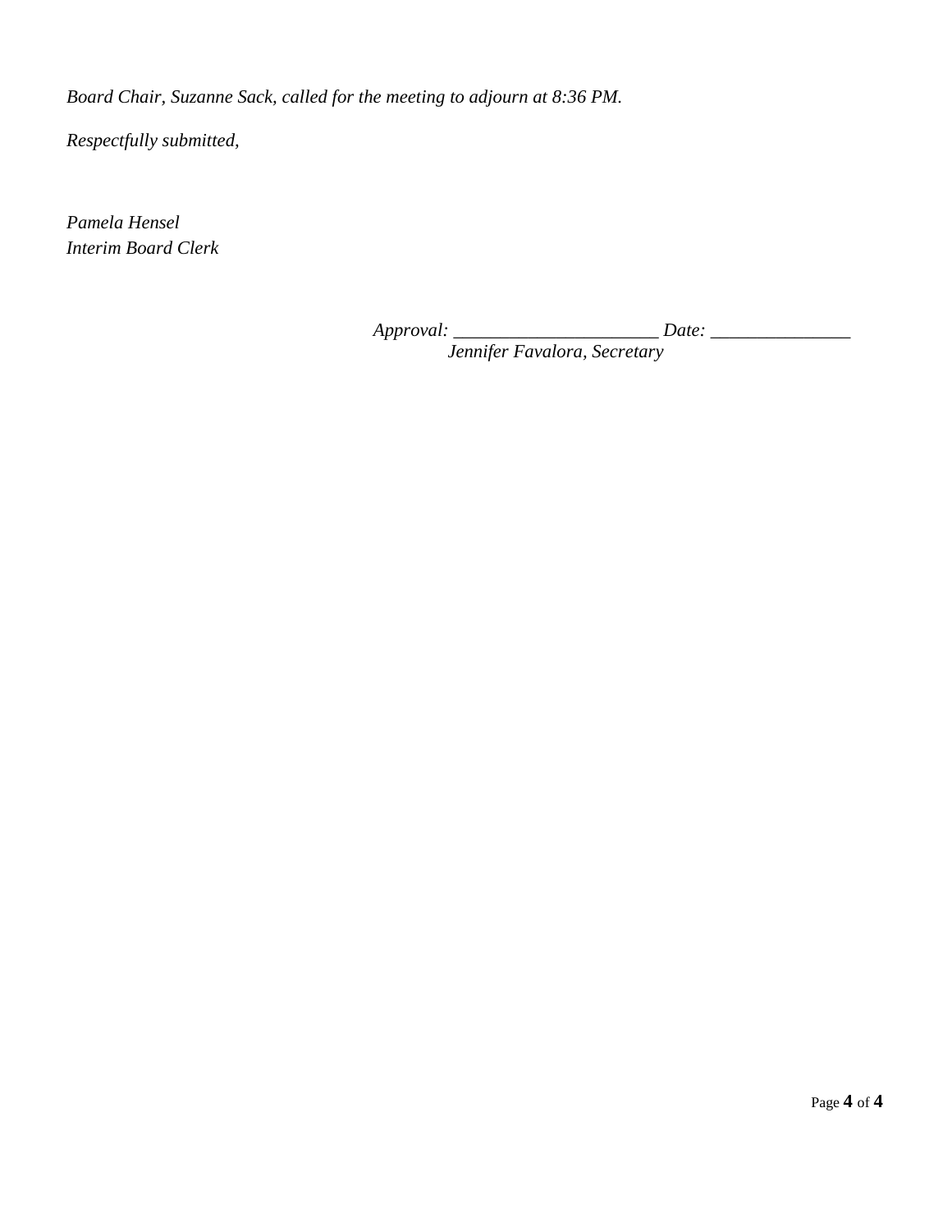*Board Chair, Suzanne Sack, called for the meeting to adjourn at 8:36 PM.*

*Respectfully submitted,*

*Pamela Hensel*
*Interim Board Clerk*

*Approval:* ______________________ *Date:* _______________
*Jennifer Favalora, Secretary*